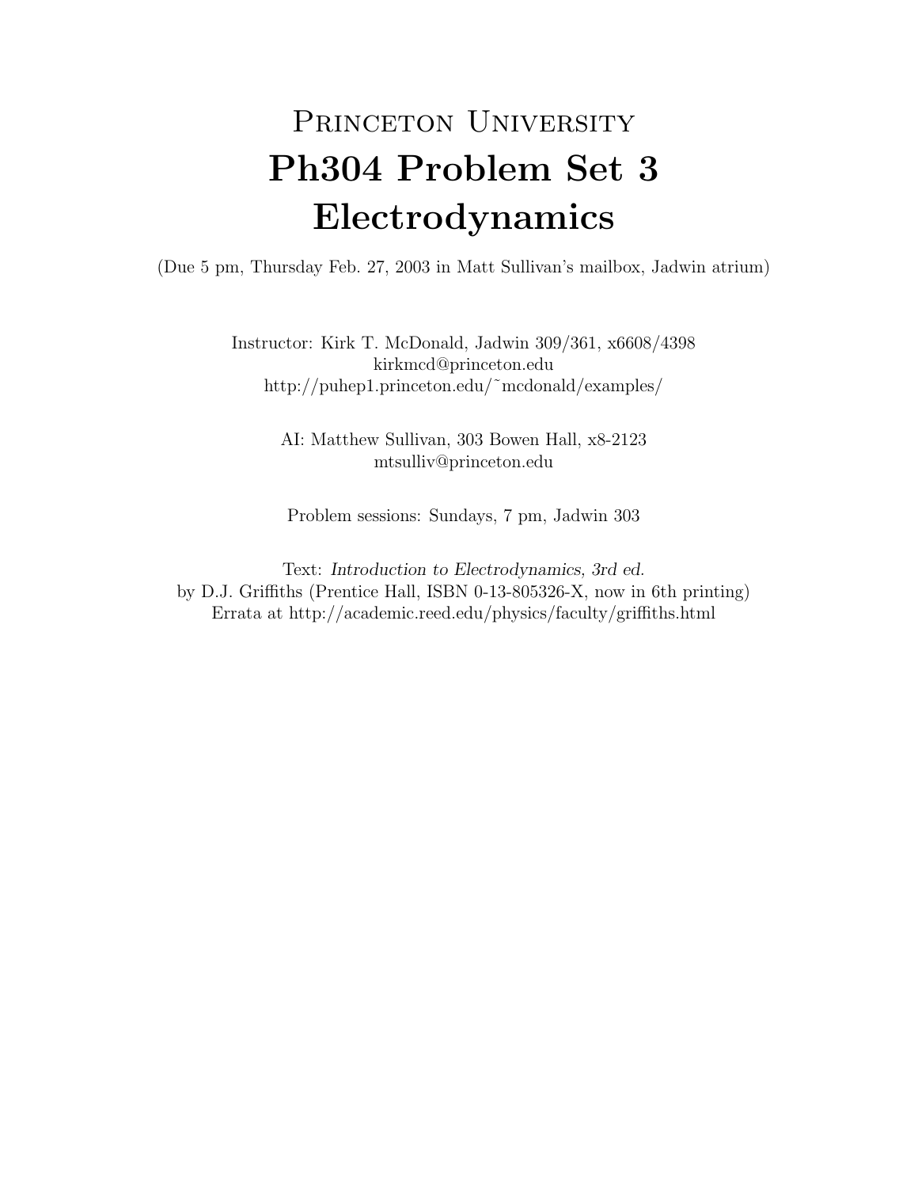# Princeton University

# Ph304 Problem Set 3

# Electrodynamics

(Due 5 pm, Thursday Feb. 27, 2003 in Matt Sullivan's mailbox, Jadwin atrium)

Instructor: Kirk T. McDonald, Jadwin 309/361, x6608/4398
kirkmcd@princeton.edu
http://puhep1.princeton.edu/~mcdonald/examples/

AI: Matthew Sullivan, 303 Bowen Hall, x8-2123
mtsulliv@princeton.edu

Problem sessions: Sundays, 7 pm, Jadwin 303

Text: *Introduction to Electrodynamics, 3rd ed.*
by D.J. Griffiths (Prentice Hall, ISBN 0-13-805326-X, now in 6th printing)
Errata at http://academic.reed.edu/physics/faculty/griffiths.html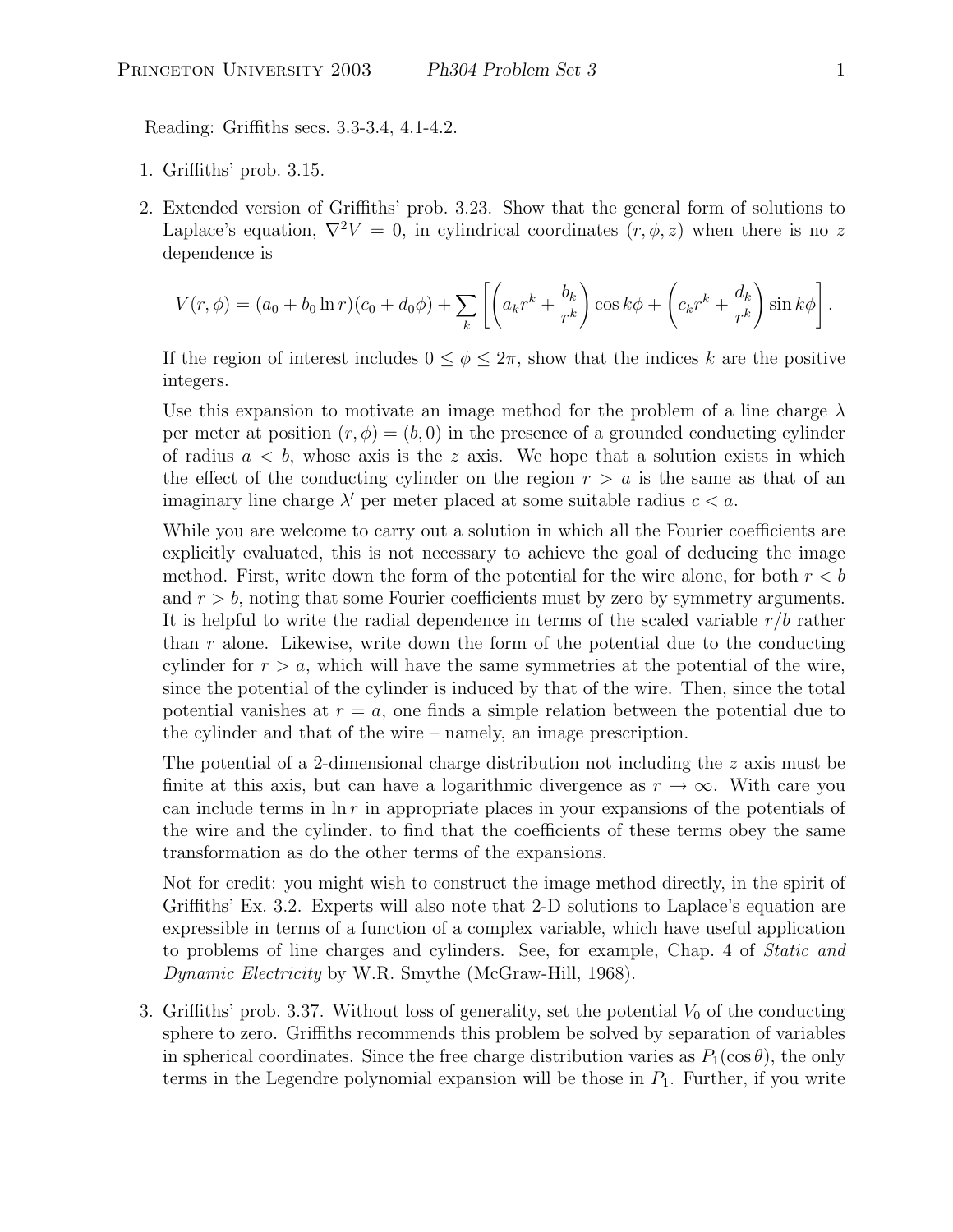Reading: Griffiths secs. 3.3-3.4, 4.1-4.2.

1. Griffiths' prob. 3.15.

2. Extended version of Griffiths' prob. 3.23. Show that the general form of solutions to Laplace's equation, $\nabla^2 V = 0$, in cylindrical coordinates $(r, \phi, z)$ when there is no $z$ dependence is

$$V(r,\phi) = (a_0 + b_0 \ln r)(c_0 + d_0 \phi) + \sum_k \left[ \left( a_k r^k + \frac{b_k}{r^k} \right) \cos k\phi + \left( c_k r^k + \frac{d_k}{r^k} \right) \sin k\phi \right].$$

   If the region of interest includes $0 \leq \phi \leq 2\pi$, show that the indices $k$ are the positive integers.

   Use this expansion to motivate an image method for the problem of a line charge $\lambda$ per meter at position $(r, \phi) = (b, 0)$ in the presence of a grounded conducting cylinder of radius $a < b$, whose axis is the $z$ axis. We hope that a solution exists in which the effect of the conducting cylinder on the region $r > a$ is the same as that of an imaginary line charge $\lambda'$ per meter placed at some suitable radius $c < a$.

   While you are welcome to carry out a solution in which all the Fourier coefficients are explicitly evaluated, this is not necessary to achieve the goal of deducing the image method. First, write down the form of the potential for the wire alone, for both $r < b$ and $r > b$, noting that some Fourier coefficients must by zero by symmetry arguments. It is helpful to write the radial dependence in terms of the scaled variable $r/b$ rather than $r$ alone. Likewise, write down the form of the potential due to the conducting cylinder for $r > a$, which will have the same symmetries at the potential of the wire, since the potential of the cylinder is induced by that of the wire. Then, since the total potential vanishes at $r = a$, one finds a simple relation between the potential due to the cylinder and that of the wire – namely, an image prescription.

   The potential of a 2-dimensional charge distribution not including the $z$ axis must be finite at this axis, but can have a logarithmic divergence as $r \to \infty$. With care you can include terms in $\ln r$ in appropriate places in your expansions of the potentials of the wire and the cylinder, to find that the coefficients of these terms obey the same transformation as do the other terms of the expansions.

   Not for credit: you might wish to construct the image method directly, in the spirit of Griffiths' Ex. 3.2. Experts will also note that 2-D solutions to Laplace's equation are expressible in terms of a function of a complex variable, which have useful application to problems of line charges and cylinders. See, for example, Chap. 4 of *Static and Dynamic Electricity* by W.R. Smythe (McGraw-Hill, 1968).

3. Griffiths' prob. 3.37. Without loss of generality, set the potential $V_0$ of the conducting sphere to zero. Griffiths recommends this problem be solved by separation of variables in spherical coordinates. Since the free charge distribution varies as $P_1(\cos\theta)$, the only terms in the Legendre polynomial expansion will be those in $P_1$. Further, if you write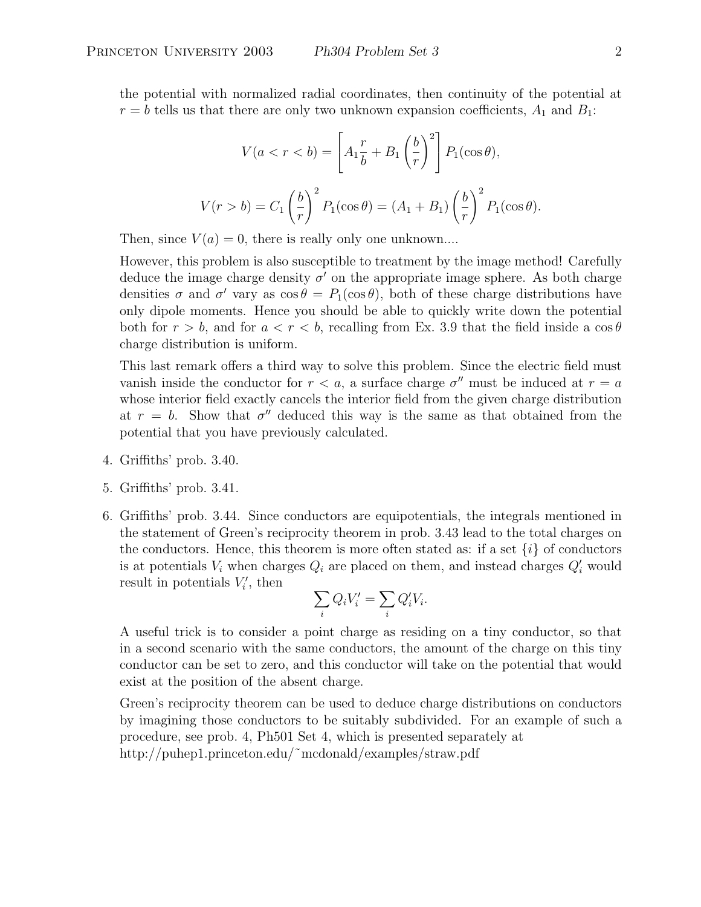the potential with normalized radial coordinates, then continuity of the potential at $r = b$ tells us that there are only two unknown expansion coefficients, $A_1$ and $B_1$:

$$V(a < r < b) = \left[ A_1 \frac{r}{b} + B_1 \left( \frac{b}{r} \right)^2 \right] P_1(\cos\theta),$$

$$V(r > b) = C_1 \left( \frac{b}{r} \right)^2 P_1(\cos\theta) = (A_1 + B_1) \left( \frac{b}{r} \right)^2 P_1(\cos\theta).$$

Then, since $V(a) = 0$, there is really only one unknown....

However, this problem is also susceptible to treatment by the image method! Carefully deduce the image charge density $\sigma'$ on the appropriate image sphere. As both charge densities $\sigma$ and $\sigma'$ vary as $\cos\theta = P_1(\cos\theta)$, both of these charge distributions have only dipole moments. Hence you should be able to quickly write down the potential both for $r > b$, and for $a < r < b$, recalling from Ex. 3.9 that the field inside a $\cos\theta$ charge distribution is uniform.

This last remark offers a third way to solve this problem. Since the electric field must vanish inside the conductor for $r < a$, a surface charge $\sigma''$ must be induced at $r = a$ whose interior field exactly cancels the interior field from the given charge distribution at $r = b$. Show that $\sigma''$ deduced this way is the same as that obtained from the potential that you have previously calculated.

4. Griffiths' prob. 3.40.

5. Griffiths' prob. 3.41.

6. Griffiths' prob. 3.44. Since conductors are equipotentials, the integrals mentioned in the statement of Green's reciprocity theorem in prob. 3.43 lead to the total charges on the conductors. Hence, this theorem is more often stated as: if a set $\{i\}$ of conductors is at potentials $V_i$ when charges $Q_i$ are placed on them, and instead charges $Q_i'$ would result in potentials $V_i'$, then

$$\sum_i Q_i V_i' = \sum_i Q_i' V_i.$$

A useful trick is to consider a point charge as residing on a tiny conductor, so that in a second scenario with the same conductors, the amount of the charge on this tiny conductor can be set to zero, and this conductor will take on the potential that would exist at the position of the absent charge.

Green's reciprocity theorem can be used to deduce charge distributions on conductors by imagining those conductors to be suitably subdivided. For an example of such a procedure, see prob. 4, Ph501 Set 4, which is presented separately at
http://puhep1.princeton.edu/~mcdonald/examples/straw.pdf